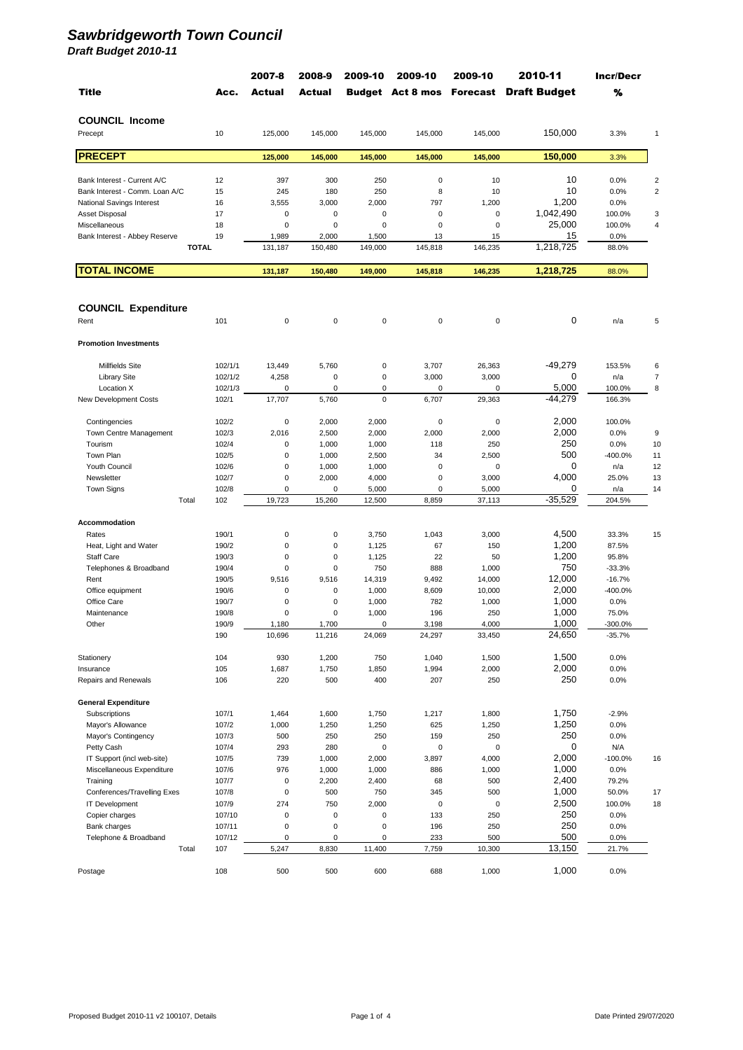# *Sawbridgeworth Town Council*

## *Draft Budget 2010-11*

| Title | Acc. | 2007-8 Actual | 2008-9 Actual | 2009-10 Budget | 2009-10 Act 8 mos | 2009-10 Forecast | 2010-11 Draft Budget | Incr/Decr % | |
|---|---|---|---|---|---|---|---|---|---|
| **COUNCIL Income** | | | | | | | | | |
| Precept | 10 | 125,000 | 145,000 | 145,000 | 145,000 | 145,000 | 150,000 | 3.3% | 1 |
| **PRECEPT** | | **125,000** | **145,000** | **145,000** | **145,000** | **145,000** | **150,000** | 3.3% | |
| Bank Interest - Current A/C | 12 | 397 | 300 | 250 | 0 | 10 | 10 | 0.0% | 2 |
| Bank Interest - Comm. Loan A/C | 15 | 245 | 180 | 250 | 8 | 10 | 10 | 0.0% | 2 |
| National Savings Interest | 16 | 3,555 | 3,000 | 2,000 | 797 | 1,200 | 1,200 | 0.0% | |
| Asset Disposal | 17 | 0 | 0 | 0 | 0 | 0 | 1,042,490 | 100.0% | 3 |
| Miscellaneous | 18 | 0 | 0 | 0 | 0 | 0 | 25,000 | 100.0% | 4 |
| Bank Interest - Abbey Reserve | 19 | 1,989 | 2,000 | 1,500 | 13 | 15 | 15 | 0.0% | |
| **TOTAL** | | 131,187 | 150,480 | 149,000 | 145,818 | 146,235 | 1,218,725 | 88.0% | |
| **TOTAL INCOME** | | **131,187** | **150,480** | **149,000** | **145,818** | **146,235** | **1,218,725** | 88.0% | |
| **COUNCIL Expenditure** | | | | | | | | | |
| Rent | 101 | 0 | 0 | 0 | 0 | 0 | 0 | n/a | 5 |
| **Promotion Investments** | | | | | | | | | |
| Millfields Site | 102/1/1 | 13,449 | 5,760 | 0 | 3,707 | 26,363 | -49,279 | 153.5% | 6 |
| Library Site | 102/1/2 | 4,258 | 0 | 0 | 3,000 | 3,000 | 0 | n/a | 7 |
| Location X | 102/1/3 | 0 | 0 | 0 | 0 | 0 | 5,000 | 100.0% | 8 |
| New Development Costs | 102/1 | 17,707 | 5,760 | 0 | 6,707 | 29,363 | -44,279 | 166.3% | |
| Contingencies | 102/2 | 0 | 2,000 | 2,000 | 0 | 0 | 2,000 | 100.0% | |
| Town Centre Management | 102/3 | 2,016 | 2,500 | 2,000 | 2,000 | 2,000 | 2,000 | 0.0% | 9 |
| Tourism | 102/4 | 0 | 1,000 | 1,000 | 118 | 250 | 250 | 0.0% | 10 |
| Town Plan | 102/5 | 0 | 1,000 | 2,500 | 34 | 2,500 | 500 | -400.0% | 11 |
| Youth Council | 102/6 | 0 | 1,000 | 1,000 | 0 | 0 | 0 | n/a | 12 |
| Newsletter | 102/7 | 0 | 2,000 | 4,000 | 0 | 3,000 | 4,000 | 25.0% | 13 |
| Town Signs | 102/8 | 0 | 0 | 5,000 | 0 | 5,000 | 0 | n/a | 14 |
| Total | 102 | 19,723 | 15,260 | 12,500 | 8,859 | 37,113 | -35,529 | 204.5% | |
| **Accommodation** | | | | | | | | | |
| Rates | 190/1 | 0 | 0 | 3,750 | 1,043 | 3,000 | 4,500 | 33.3% | 15 |
| Heat, Light and Water | 190/2 | 0 | 0 | 1,125 | 67 | 150 | 1,200 | 87.5% | |
| Staff Care | 190/3 | 0 | 0 | 1,125 | 22 | 50 | 1,200 | 95.8% | |
| Telephones & Broadband | 190/4 | 0 | 0 | 750 | 888 | 1,000 | 750 | -33.3% | |
| Rent | 190/5 | 9,516 | 9,516 | 14,319 | 9,492 | 14,000 | 12,000 | -16.7% | |
| Office equipment | 190/6 | 0 | 0 | 1,000 | 8,609 | 10,000 | 2,000 | -400.0% | |
| Office Care | 190/7 | 0 | 0 | 1,000 | 782 | 1,000 | 1,000 | 0.0% | |
| Maintenance | 190/8 | 0 | 0 | 1,000 | 196 | 250 | 1,000 | 75.0% | |
| Other | 190/9 | 1,180 | 1,700 | 0 | 3,198 | 4,000 | 1,000 | -300.0% | |
| | 190 | 10,696 | 11,216 | 24,069 | 24,297 | 33,450 | 24,650 | -35.7% | |
| Stationery | 104 | 930 | 1,200 | 750 | 1,040 | 1,500 | 1,500 | 0.0% | |
| Insurance | 105 | 1,687 | 1,750 | 1,850 | 1,994 | 2,000 | 2,000 | 0.0% | |
| Repairs and Renewals | 106 | 220 | 500 | 400 | 207 | 250 | 250 | 0.0% | |
| **General Expenditure** | | | | | | | | | |
| Subscriptions | 107/1 | 1,464 | 1,600 | 1,750 | 1,217 | 1,800 | 1,750 | -2.9% | |
| Mayor's Allowance | 107/2 | 1,000 | 1,250 | 1,250 | 625 | 1,250 | 1,250 | 0.0% | |
| Mayor's Contingency | 107/3 | 500 | 250 | 250 | 159 | 250 | 250 | 0.0% | |
| Petty Cash | 107/4 | 293 | 280 | 0 | 0 | 0 | 0 | N/A | |
| IT Support (incl web-site) | 107/5 | 739 | 1,000 | 2,000 | 3,897 | 4,000 | 2,000 | -100.0% | 16 |
| Miscellaneous Expenditure | 107/6 | 976 | 1,000 | 1,000 | 886 | 1,000 | 1,000 | 0.0% | |
| Training | 107/7 | 0 | 2,200 | 2,400 | 68 | 500 | 2,400 | 79.2% | |
| Conferences/Travelling Exes | 107/8 | 0 | 500 | 750 | 345 | 500 | 1,000 | 50.0% | 17 |
| IT Development | 107/9 | 274 | 750 | 2,000 | 0 | 0 | 2,500 | 100.0% | 18 |
| Copier charges | 107/10 | 0 | 0 | 0 | 133 | 250 | 250 | 0.0% | |
| Bank charges | 107/11 | 0 | 0 | 0 | 196 | 250 | 250 | 0.0% | |
| Telephone & Broadband | 107/12 | 0 | 0 | 0 | 233 | 500 | 500 | 0.0% | |
| Total | 107 | 5,247 | 8,830 | 11,400 | 7,759 | 10,300 | 13,150 | 21.7% | |
| Postage | 108 | 500 | 500 | 600 | 688 | 1,000 | 1,000 | 0.0% | |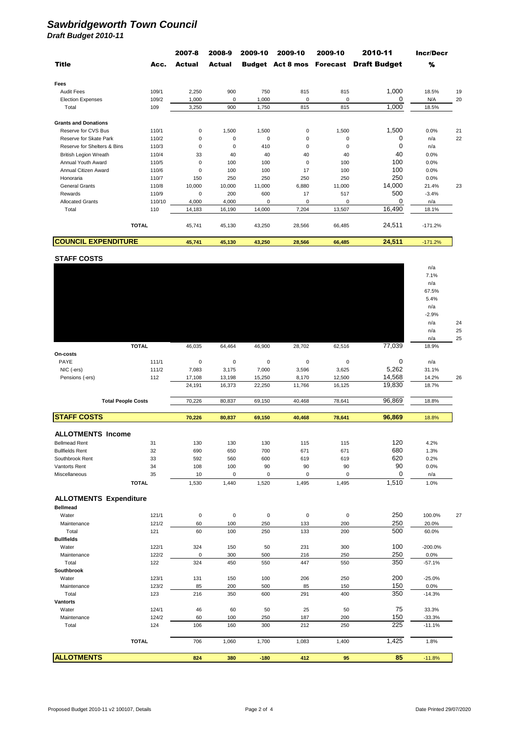# Sawbridgeworth Town Council

*Draft Budget 2010-11*

| Title | Acc. | 2007-8 Actual | 2008-9 Actual | 2009-10 Budget | 2009-10 Act 8 mos | 2009-10 Forecast | 2010-11 Draft Budget | Incr/Decr % | |
|---|---|---|---|---|---|---|---|---|---|
| **Fees** | | | | | | | | | |
| Audit Fees | 109/1 | 2,250 | 900 | 750 | 815 | 815 | 1,000 | 18.5% | 19 |
| Election Expenses | 109/2 | 1,000 | 0 | 1,000 | 0 | 0 | 0 | N/A | 20 |
| Total | 109 | 3,250 | 900 | 1,750 | 815 | 815 | 1,000 | 18.5% | |
| **Grants and Donations** | | | | | | | | | |
| Reserve for CVS Bus | 110/1 | 0 | 1,500 | 1,500 | 0 | 1,500 | 1,500 | 0.0% | 21 |
| Reserve for Skate Park | 110/2 | 0 | 0 | 0 | 0 | 0 | 0 | n/a | 22 |
| Reserve for Shelters & Bins | 110/3 | 0 | 0 | 410 | 0 | 0 | 0 | n/a | |
| British Legion Wreath | 110/4 | 33 | 40 | 40 | 40 | 40 | 40 | 0.0% | |
| Annual Youth Award | 110/5 | 0 | 100 | 100 | 0 | 100 | 100 | 0.0% | |
| Annual Citizen Award | 110/6 | 0 | 100 | 100 | 17 | 100 | 100 | 0.0% | |
| Honoraria | 110/7 | 150 | 250 | 250 | 250 | 250 | 250 | 0.0% | |
| General Grants | 110/8 | 10,000 | 10,000 | 11,000 | 6,880 | 11,000 | 14,000 | 21.4% | 23 |
| Rewards | 110/9 | 0 | 200 | 600 | 17 | 517 | 500 | -3.4% | |
| Allocated Grants | 110/10 | 4,000 | 4,000 | 0 | 0 | 0 | 0 | n/a | |
| Total | 110 | 14,183 | 16,190 | 14,000 | 7,204 | 13,507 | 16,490 | 18.1% | |
| **TOTAL** | | 45,741 | 45,130 | 43,250 | 28,566 | 66,485 | 24,511 | -171.2% | |
| **COUNCIL EXPENDITURE** | | **45,741** | **45,130** | **43,250** | **28,566** | **66,485** | **24,511** | **-171.2%** | |

## STAFF COSTS

| Title | Acc. | 2007-8 Actual | 2008-9 Actual | 2009-10 Budget | 2009-10 Act 8 mos | 2009-10 Forecast | 2010-11 Draft Budget | Incr/Decr % | |
|---|---|---|---|---|---|---|---|---|---|
| | | | | | | | | n/a | |
| | | | | | | | | 7.1% | |
| | | | | | | | | n/a | |
| | | | | | | | | 67.5% | |
| | | | | | | | | 5.4% | |
| | | | | | | | | n/a | |
| | | | | | | | | -2.9% | |
| | | | | | | | | n/a | 24 |
| | | | | | | | | n/a | 25 |
| | | | | | | | | n/a | 25 |
| **TOTAL** | | 46,035 | 64,464 | 46,900 | 28,702 | 62,516 | 77,039 | 18.9% | |
| **On-costs** | | | | | | | | | |
| PAYE | 111/1 | 0 | 0 | 0 | 0 | 0 | 0 | n/a | |
| NIC (-ers) | 111/2 | 7,083 | 3,175 | 7,000 | 3,596 | 3,625 | 5,262 | 31.1% | |
| Pensions (-ers) | 112 | 17,108 | 13,198 | 15,250 | 8,170 | 12,500 | 14,568 | 14.2% | 26 |
| | | 24,191 | 16,373 | 22,250 | 11,766 | 16,125 | 19,830 | 18.7% | |
| **Total People Costs** | | 70,226 | 80,837 | 69,150 | 40,468 | 78,641 | 96,869 | 18.8% | |
| **STAFF COSTS** | | **70,226** | **80,837** | **69,150** | **40,468** | **78,641** | **96,869** | **18.8%** | |

## ALLOTMENTS Income

| Title | Acc. | 2007-8 Actual | 2008-9 Actual | 2009-10 Budget | 2009-10 Act 8 mos | 2009-10 Forecast | 2010-11 Draft Budget | Incr/Decr % | |
|---|---|---|---|---|---|---|---|---|---|
| Bellmead Rent | 31 | 130 | 130 | 130 | 115 | 115 | 120 | 4.2% | |
| Bullfields Rent | 32 | 690 | 650 | 700 | 671 | 671 | 680 | 1.3% | |
| Southbrook Rent | 33 | 592 | 560 | 600 | 619 | 619 | 620 | 0.2% | |
| Vantorts Rent | 34 | 108 | 100 | 90 | 90 | 90 | 90 | 0.0% | |
| Miscellaneous | 35 | 10 | 0 | 0 | 0 | 0 | 0 | n/a | |
| **TOTAL** | | 1,530 | 1,440 | 1,520 | 1,495 | 1,495 | 1,510 | 1.0% | |

## ALLOTMENTS Expenditure

| Title | Acc. | 2007-8 Actual | 2008-9 Actual | 2009-10 Budget | 2009-10 Act 8 mos | 2009-10 Forecast | 2010-11 Draft Budget | Incr/Decr % | |
|---|---|---|---|---|---|---|---|---|---|
| **Bellmead** | | | | | | | | | |
| Water | 121/1 | 0 | 0 | 0 | 0 | 0 | 250 | 100.0% | 27 |
| Maintenance | 121/2 | 60 | 100 | 250 | 133 | 200 | 250 | 20.0% | |
| Total | 121 | 60 | 100 | 250 | 133 | 200 | 500 | 60.0% | |
| **Bullfields** | | | | | | | | | |
| Water | 122/1 | 324 | 150 | 50 | 231 | 300 | 100 | -200.0% | |
| Maintenance | 122/2 | 0 | 300 | 500 | 216 | 250 | 250 | 0.0% | |
| Total | 122 | 324 | 450 | 550 | 447 | 550 | 350 | -57.1% | |
| **Southbrook** | | | | | | | | | |
| Water | 123/1 | 131 | 150 | 100 | 206 | 250 | 200 | -25.0% | |
| Maintenance | 123/2 | 85 | 200 | 500 | 85 | 150 | 150 | 0.0% | |
| Total | 123 | 216 | 350 | 600 | 291 | 400 | 350 | -14.3% | |
| **Vantorts** | | | | | | | | | |
| Water | 124/1 | 46 | 60 | 50 | 25 | 50 | 75 | 33.3% | |
| Maintenance | 124/2 | 60 | 100 | 250 | 187 | 200 | 150 | -33.3% | |
| Total | 124 | 106 | 160 | 300 | 212 | 250 | 225 | -11.1% | |
| **TOTAL** | | 706 | 1,060 | 1,700 | 1,083 | 1,400 | 1,425 | 1.8% | |
| **ALLOTMENTS** | | **824** | **380** | **-180** | **412** | **95** | **85** | **-11.8%** | |

Proposed Budget 2010-11 v2 100107, Details

Date Printed 29/07/2020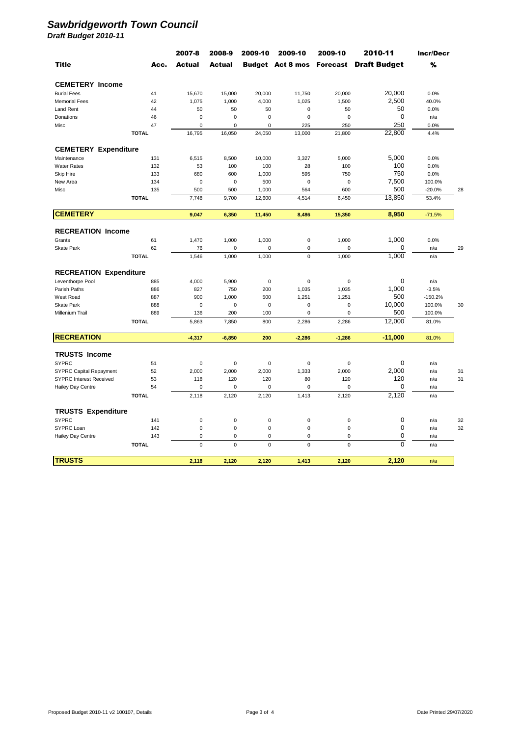# Sawbridgeworth Town Council

## Draft Budget 2010-11

| Title | Acc. | 2007-8 Actual | 2008-9 Actual | 2009-10 Budget | 2009-10 Act 8 mos | 2009-10 Forecast | 2010-11 Draft Budget | Incr/Decr % | |
|---|---|---|---|---|---|---|---|---|---|
| **CEMETERY Income** | | | | | | | | | |
| Burial Fees | 41 | 15,670 | 15,000 | 20,000 | 11,750 | 20,000 | 20,000 | 0.0% | |
| Memorial Fees | 42 | 1,075 | 1,000 | 4,000 | 1,025 | 1,500 | 2,500 | 40.0% | |
| Land Rent | 44 | 50 | 50 | 50 | 0 | 50 | 50 | 0.0% | |
| Donations | 46 | 0 | 0 | 0 | 0 | 0 | 0 | n/a | |
| Misc | 47 | 0 | 0 | 0 | 225 | 250 | 250 | 0.0% | |
| | **TOTAL** | 16,795 | 16,050 | 24,050 | 13,000 | 21,800 | 22,800 | 4.4% | |
| **CEMETERY Expenditure** | | | | | | | | | |
| Maintenance | 131 | 6,515 | 8,500 | 10,000 | 3,327 | 5,000 | 5,000 | 0.0% | |
| Water Rates | 132 | 53 | 100 | 100 | 28 | 100 | 100 | 0.0% | |
| Skip Hire | 133 | 680 | 600 | 1,000 | 595 | 750 | 750 | 0.0% | |
| New Area | 134 | 0 | 0 | 500 | 0 | 0 | 7,500 | 100.0% | |
| Misc | 135 | 500 | 500 | 1,000 | 564 | 600 | 500 | -20.0% | 28 |
| | **TOTAL** | 7,748 | 9,700 | 12,600 | 4,514 | 6,450 | 13,850 | 53.4% | |
| **CEMETERY** | | **9,047** | **6,350** | **11,450** | **8,486** | **15,350** | **8,950** | **-71.5%** | |
| **RECREATION Income** | | | | | | | | | |
| Grants | 61 | 1,470 | 1,000 | 1,000 | 0 | 1,000 | 1,000 | 0.0% | |
| Skate Park | 62 | 76 | 0 | 0 | 0 | 0 | 0 | n/a | 29 |
| | **TOTAL** | 1,546 | 1,000 | 1,000 | 0 | 1,000 | 1,000 | n/a | |
| **RECREATION Expenditure** | | | | | | | | | |
| Leventhorpe Pool | 885 | 4,000 | 5,900 | 0 | 0 | 0 | 0 | n/a | |
| Parish Paths | 886 | 827 | 750 | 200 | 1,035 | 1,035 | 1,000 | -3.5% | |
| West Road | 887 | 900 | 1,000 | 500 | 1,251 | 1,251 | 500 | -150.2% | |
| Skate Park | 888 | 0 | 0 | 0 | 0 | 0 | 10,000 | 100.0% | 30 |
| Millenium Trail | 889 | 136 | 200 | 100 | 0 | 0 | 500 | 100.0% | |
| | **TOTAL** | 5,863 | 7,850 | 800 | 2,286 | 2,286 | 12,000 | 81.0% | |
| **RECREATION** | | **-4,317** | **-6,850** | **200** | **-2,286** | **-1,286** | **-11,000** | **81.0%** | |
| **TRUSTS Income** | | | | | | | | | |
| SYPRC | 51 | 0 | 0 | 0 | 0 | 0 | 0 | n/a | |
| SYPRC Capital Repayment | 52 | 2,000 | 2,000 | 2,000 | 1,333 | 2,000 | 2,000 | n/a | 31 |
| SYPRC Interest Received | 53 | 118 | 120 | 120 | 80 | 120 | 120 | n/a | 31 |
| Hailey Day Centre | 54 | 0 | 0 | 0 | 0 | 0 | 0 | n/a | |
| | **TOTAL** | 2,118 | 2,120 | 2,120 | 1,413 | 2,120 | 2,120 | n/a | |
| **TRUSTS Expenditure** | | | | | | | | | |
| SYPRC | 141 | 0 | 0 | 0 | 0 | 0 | 0 | n/a | 32 |
| SYPRC Loan | 142 | 0 | 0 | 0 | 0 | 0 | 0 | n/a | 32 |
| Hailey Day Centre | 143 | 0 | 0 | 0 | 0 | 0 | 0 | n/a | |
| | **TOTAL** | 0 | 0 | 0 | 0 | 0 | 0 | n/a | |
| **TRUSTS** | | **2,118** | **2,120** | **2,120** | **1,413** | **2,120** | **2,120** | **n/a** | |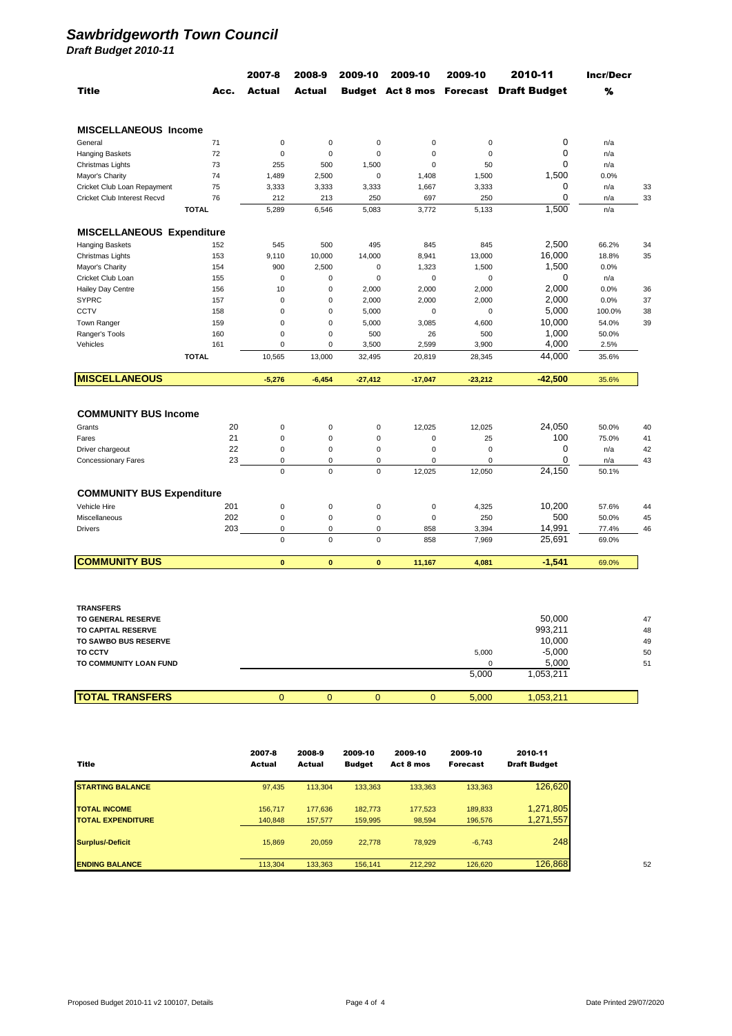# Sawbridgeworth Town Council

*Draft Budget 2010-11*

| Title | Acc. | 2007-8 Actual | 2008-9 Actual | 2009-10 Budget | 2009-10 Act 8 mos | 2009-10 Forecast | 2010-11 Draft Budget | Incr/Decr % | |
|---|---|---|---|---|---|---|---|---|---|
| **MISCELLANEOUS Income** | | | | | | | | | |
| General | 71 | 0 | 0 | 0 | 0 | 0 | 0 | n/a | |
| Hanging Baskets | 72 | 0 | 0 | 0 | 0 | 0 | 0 | n/a | |
| Christmas Lights | 73 | 255 | 500 | 1,500 | 0 | 50 | 0 | n/a | |
| Mayor's Charity | 74 | 1,489 | 2,500 | 0 | 1,408 | 1,500 | 1,500 | 0.0% | |
| Cricket Club Loan Repayment | 75 | 3,333 | 3,333 | 3,333 | 1,667 | 3,333 | 0 | n/a | 33 |
| Cricket Club Interest Recvd | 76 | 212 | 213 | 250 | 697 | 250 | 0 | n/a | 33 |
| **TOTAL** | | 5,289 | 6,546 | 5,083 | 3,772 | 5,133 | 1,500 | n/a | |
| **MISCELLANEOUS Expenditure** | | | | | | | | | |
| Hanging Baskets | 152 | 545 | 500 | 495 | 845 | 845 | 2,500 | 66.2% | 34 |
| Christmas Lights | 153 | 9,110 | 10,000 | 14,000 | 8,941 | 13,000 | 16,000 | 18.8% | 35 |
| Mayor's Charity | 154 | 900 | 2,500 | 0 | 1,323 | 1,500 | 1,500 | 0.0% | |
| Cricket Club Loan | 155 | 0 | 0 | 0 | 0 | 0 | 0 | n/a | |
| Hailey Day Centre | 156 | 10 | 0 | 2,000 | 2,000 | 2,000 | 2,000 | 0.0% | 36 |
| SYPRC | 157 | 0 | 0 | 2,000 | 2,000 | 2,000 | 2,000 | 0.0% | 37 |
| CCTV | 158 | 0 | 0 | 5,000 | 0 | 0 | 5,000 | 100.0% | 38 |
| Town Ranger | 159 | 0 | 0 | 5,000 | 3,085 | 4,600 | 10,000 | 54.0% | 39 |
| Ranger's Tools | 160 | 0 | 0 | 500 | 26 | 500 | 1,000 | 50.0% | |
| Vehicles | 161 | 0 | 0 | 3,500 | 2,599 | 3,900 | 4,000 | 2.5% | |
| **TOTAL** | | 10,565 | 13,000 | 32,495 | 20,819 | 28,345 | 44,000 | 35.6% | |
| **MISCELLANEOUS** | | -5,276 | -6,454 | -27,412 | -17,047 | -23,212 | -42,500 | 35.6% | |
| **COMMUNITY BUS Income** | | | | | | | | | |
| Grants | 20 | 0 | 0 | 0 | 12,025 | 12,025 | 24,050 | 50.0% | 40 |
| Fares | 21 | 0 | 0 | 0 | 0 | 25 | 100 | 75.0% | 41 |
| Driver chargeout | 22 | 0 | 0 | 0 | 0 | 0 | 0 | n/a | 42 |
| Concessionary Fares | 23 | 0 | 0 | 0 | 0 | 0 | 0 | n/a | 43 |
| | | 0 | 0 | 0 | 12,025 | 12,050 | 24,150 | 50.1% | |
| **COMMUNITY BUS Expenditure** | | | | | | | | | |
| Vehicle Hire | 201 | 0 | 0 | 0 | 0 | 4,325 | 10,200 | 57.6% | 44 |
| Miscellaneous | 202 | 0 | 0 | 0 | 0 | 250 | 500 | 50.0% | 45 |
| Drivers | 203 | 0 | 0 | 0 | 858 | 3,394 | 14,991 | 77.4% | 46 |
| | | 0 | 0 | 0 | 858 | 7,969 | 25,691 | 69.0% | |
| **COMMUNITY BUS** | | 0 | 0 | 0 | 11,167 | 4,081 | -1,541 | 69.0% | |
| **TRANSFERS** | | | | | | | | | |
| **TO GENERAL RESERVE** | | | | | | | 50,000 | | 47 |
| **TO CAPITAL RESERVE** | | | | | | | 993,211 | | 48 |
| **TO SAWBO BUS RESERVE** | | | | | | | 10,000 | | 49 |
| **TO CCTV** | | | | | | 5,000 | -5,000 | | 50 |
| **TO COMMUNITY LOAN FUND** | | | | | | 0 | 5,000 | | 51 |
| | | | | | | 5,000 | 1,053,211 | | |
| **TOTAL TRANSFERS** | | 0 | 0 | 0 | 0 | 5,000 | 1,053,211 | | |

| Title | 2007-8 Actual | 2008-9 Actual | 2009-10 Budget | 2009-10 Act 8 mos | 2009-10 Forecast | 2010-11 Draft Budget | |
|---|---|---|---|---|---|---|---|
| **STARTING BALANCE** | 97,435 | 113,304 | 133,363 | 133,363 | 133,363 | 126,620 | |
| **TOTAL INCOME** | 156,717 | 177,636 | 182,773 | 177,523 | 189,833 | 1,271,805 | |
| **TOTAL EXPENDITURE** | 140,848 | 157,577 | 159,995 | 98,594 | 196,576 | 1,271,557 | |
| **Surplus/-Deficit** | 15,869 | 20,059 | 22,778 | 78,929 | -6,743 | 248 | |
| **ENDING BALANCE** | 113,304 | 133,363 | 156,141 | 212,292 | 126,620 | 126,868 | 52 |

Proposed Budget 2010-11 v2 100107, Details

Date Printed 29/07/2020